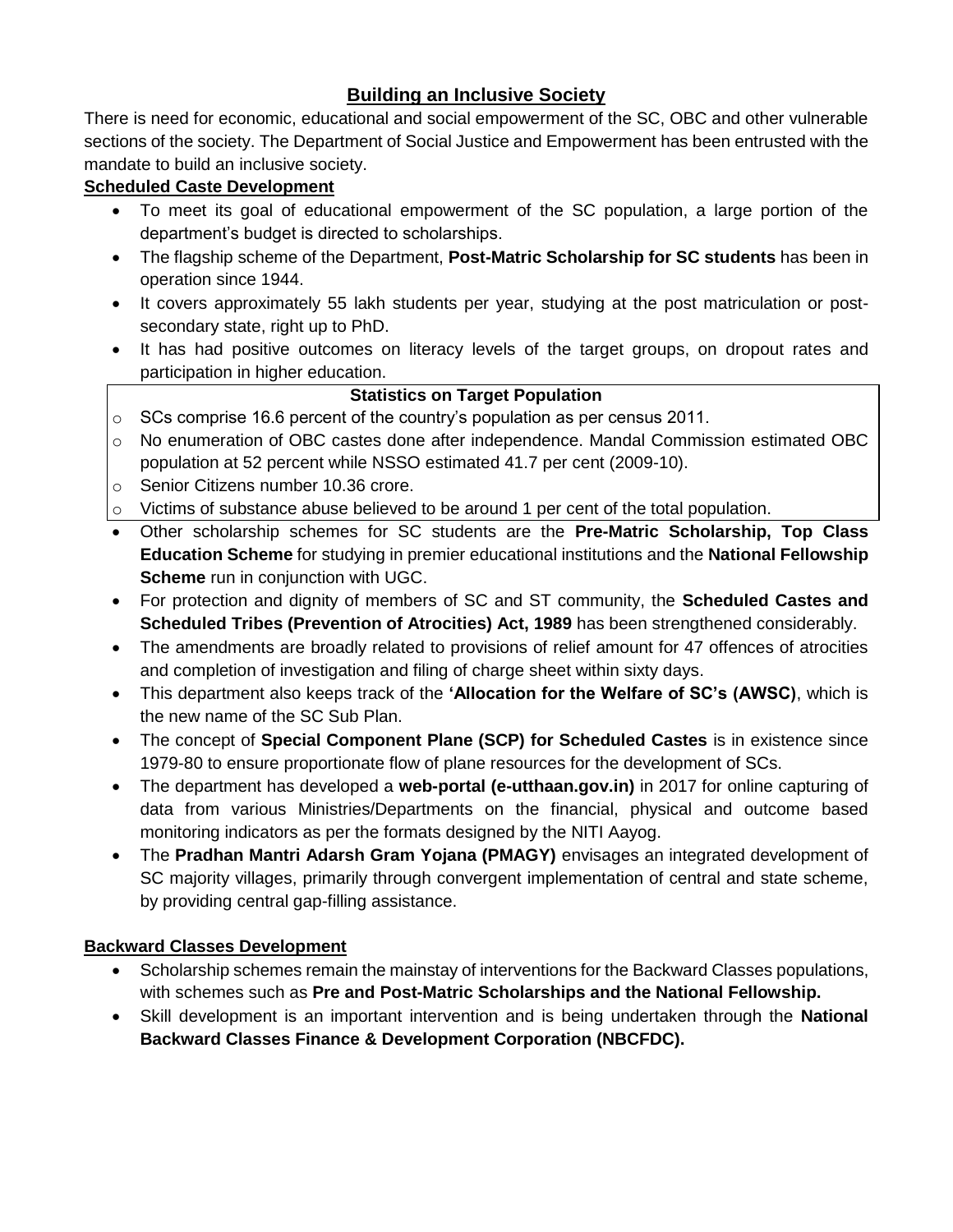# Building an Inclusive Society

There is need for economic, educational and social empowerment of the SC, OBC and other vulnerable sections of the society. The Department of Social Justice and Empowerment has been entrusted with the mandate to build an inclusive society.

## Scheduled Caste Development

- To meet its goal of educational empowerment of the SC population, a large portion of the department's budget is directed to scholarships.
- The flagship scheme of the Department, **Post-Matric Scholarship for SC students** has been in operation since 1944.
- It covers approximately 55 lakh students per year, studying at the post matriculation or post-secondary state, right up to PhD.
- It has had positive outcomes on literacy levels of the target groups, on dropout rates and participation in higher education.

**Statistics on Target Population**

- SCs comprise 16.6 percent of the country's population as per census 2011.
- No enumeration of OBC castes done after independence. Mandal Commission estimated OBC population at 52 percent while NSSO estimated 41.7 per cent (2009-10).
- Senior Citizens number 10.36 crore.
- Victims of substance abuse believed to be around 1 per cent of the total population.

- Other scholarship schemes for SC students are the **Pre-Matric Scholarship, Top Class Education Scheme** for studying in premier educational institutions and the **National Fellowship Scheme** run in conjunction with UGC.
- For protection and dignity of members of SC and ST community, the **Scheduled Castes and Scheduled Tribes (Prevention of Atrocities) Act, 1989** has been strengthened considerably.
- The amendments are broadly related to provisions of relief amount for 47 offences of atrocities and completion of investigation and filing of charge sheet within sixty days.
- This department also keeps track of the **'Allocation for the Welfare of SC's (AWSC)**, which is the new name of the SC Sub Plan.
- The concept of **Special Component Plane (SCP) for Scheduled Castes** is in existence since 1979-80 to ensure proportionate flow of plane resources for the development of SCs.
- The department has developed a **web-portal (e-utthaan.gov.in)** in 2017 for online capturing of data from various Ministries/Departments on the financial, physical and outcome based monitoring indicators as per the formats designed by the NITI Aayog.
- The **Pradhan Mantri Adarsh Gram Yojana (PMAGY)** envisages an integrated development of SC majority villages, primarily through convergent implementation of central and state scheme, by providing central gap-filling assistance.

## Backward Classes Development

- Scholarship schemes remain the mainstay of interventions for the Backward Classes populations, with schemes such as **Pre and Post-Matric Scholarships and the National Fellowship.**
- Skill development is an important intervention and is being undertaken through the **National Backward Classes Finance & Development Corporation (NBCFDC).**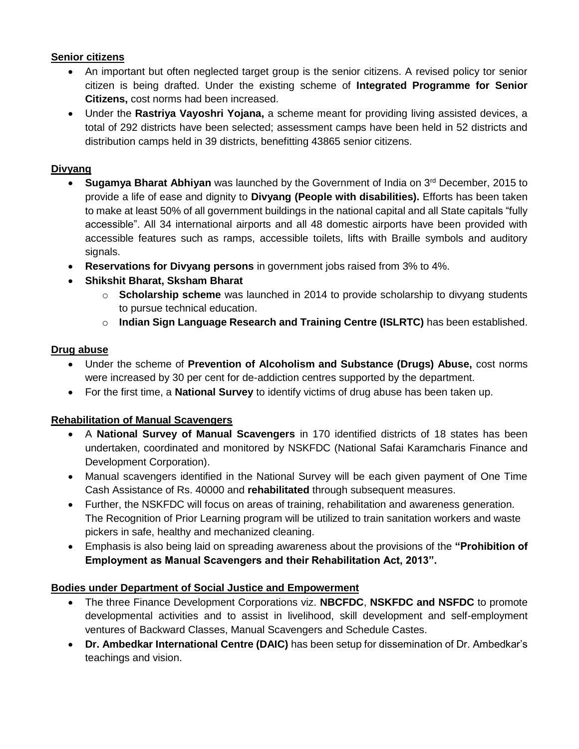**Senior citizens**

- An important but often neglected target group is the senior citizens. A revised policy tor senior citizen is being drafted. Under the existing scheme of **Integrated Programme for Senior Citizens,** cost norms had been increased.
- Under the **Rastriya Vayoshri Yojana,** a scheme meant for providing living assisted devices, a total of 292 districts have been selected; assessment camps have been held in 52 districts and distribution camps held in 39 districts, benefitting 43865 senior citizens.

**Divyang**

- **Sugamya Bharat Abhiyan** was launched by the Government of India on 3rd December, 2015 to provide a life of ease and dignity to **Divyang (People with disabilities).** Efforts has been taken to make at least 50% of all government buildings in the national capital and all State capitals "fully accessible". All 34 international airports and all 48 domestic airports have been provided with accessible features such as ramps, accessible toilets, lifts with Braille symbols and auditory signals.
- **Reservations for Divyang persons** in government jobs raised from 3% to 4%.
- **Shikshit Bharat, Sksham Bharat**
  - **Scholarship scheme** was launched in 2014 to provide scholarship to divyang students to pursue technical education.
  - **Indian Sign Language Research and Training Centre (ISLRTC)** has been established.

**Drug abuse**

- Under the scheme of **Prevention of Alcoholism and Substance (Drugs) Abuse,** cost norms were increased by 30 per cent for de-addiction centres supported by the department.
- For the first time, a **National Survey** to identify victims of drug abuse has been taken up.

**Rehabilitation of Manual Scavengers**

- A **National Survey of Manual Scavengers** in 170 identified districts of 18 states has been undertaken, coordinated and monitored by NSKFDC (National Safai Karamcharis Finance and Development Corporation).
- Manual scavengers identified in the National Survey will be each given payment of One Time Cash Assistance of Rs. 40000 and **rehabilitated** through subsequent measures.
- Further, the NSKFDC will focus on areas of training, rehabilitation and awareness generation. The Recognition of Prior Learning program will be utilized to train sanitation workers and waste pickers in safe, healthy and mechanized cleaning.
- Emphasis is also being laid on spreading awareness about the provisions of the **"Prohibition of Employment as Manual Scavengers and their Rehabilitation Act, 2013".**

**Bodies under Department of Social Justice and Empowerment**

- The three Finance Development Corporations viz. **NBCFDC**, **NSKFDC and NSFDC** to promote developmental activities and to assist in livelihood, skill development and self-employment ventures of Backward Classes, Manual Scavengers and Schedule Castes.
- **Dr. Ambedkar International Centre (DAIC)** has been setup for dissemination of Dr. Ambedkar's teachings and vision.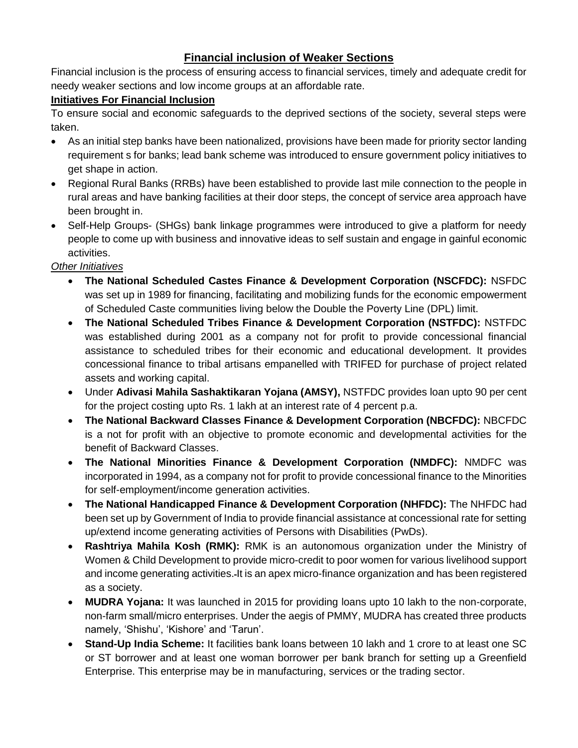## Financial inclusion of Weaker Sections

Financial inclusion is the process of ensuring access to financial services, timely and adequate credit for needy weaker sections and low income groups at an affordable rate.

**Initiatives For Financial Inclusion**

To ensure social and economic safeguards to the deprived sections of the society, several steps were taken.

- As an initial step banks have been nationalized, provisions have been made for priority sector landing requirement s for banks; lead bank scheme was introduced to ensure government policy initiatives to get shape in action.
- Regional Rural Banks (RRBs) have been established to provide last mile connection to the people in rural areas and have banking facilities at their door steps, the concept of service area approach have been brought in.
- Self-Help Groups- (SHGs) bank linkage programmes were introduced to give a platform for needy people to come up with business and innovative ideas to self sustain and engage in gainful economic activities.

*Other Initiatives*

- **The National Scheduled Castes Finance & Development Corporation (NSCFDC):** NSFDC was set up in 1989 for financing, facilitating and mobilizing funds for the economic empowerment of Scheduled Caste communities living below the Double the Poverty Line (DPL) limit.
- **The National Scheduled Tribes Finance & Development Corporation (NSTFDC):** NSTFDC was established during 2001 as a company not for profit to provide concessional financial assistance to scheduled tribes for their economic and educational development. It provides concessional finance to tribal artisans empanelled with TRIFED for purchase of project related assets and working capital.
- Under **Adivasi Mahila Sashaktikaran Yojana (AMSY),** NSTFDC provides loan upto 90 per cent for the project costing upto Rs. 1 lakh at an interest rate of 4 percent p.a.
- **The National Backward Classes Finance & Development Corporation (NBCFDC):** NBCFDC is a not for profit with an objective to promote economic and developmental activities for the benefit of Backward Classes.
- **The National Minorities Finance & Development Corporation (NMDFC):** NMDFC was incorporated in 1994, as a company not for profit to provide concessional finance to the Minorities for self-employment/income generation activities.
- **The National Handicapped Finance & Development Corporation (NHFDC):** The NHFDC had been set up by Government of India to provide financial assistance at concessional rate for setting up/extend income generating activities of Persons with Disabilities (PwDs).
- **Rashtriya Mahila Kosh (RMK):** RMK is an autonomous organization under the Ministry of Women & Child Development to provide micro-credit to poor women for various livelihood support and income generating activities. It is an apex micro-finance organization and has been registered as a society.
- **MUDRA Yojana:** It was launched in 2015 for providing loans upto 10 lakh to the non-corporate, non-farm small/micro enterprises. Under the aegis of PMMY, MUDRA has created three products namely, 'Shishu', 'Kishore' and 'Tarun'.
- **Stand-Up India Scheme:** It facilities bank loans between 10 lakh and 1 crore to at least one SC or ST borrower and at least one woman borrower per bank branch for setting up a Greenfield Enterprise. This enterprise may be in manufacturing, services or the trading sector.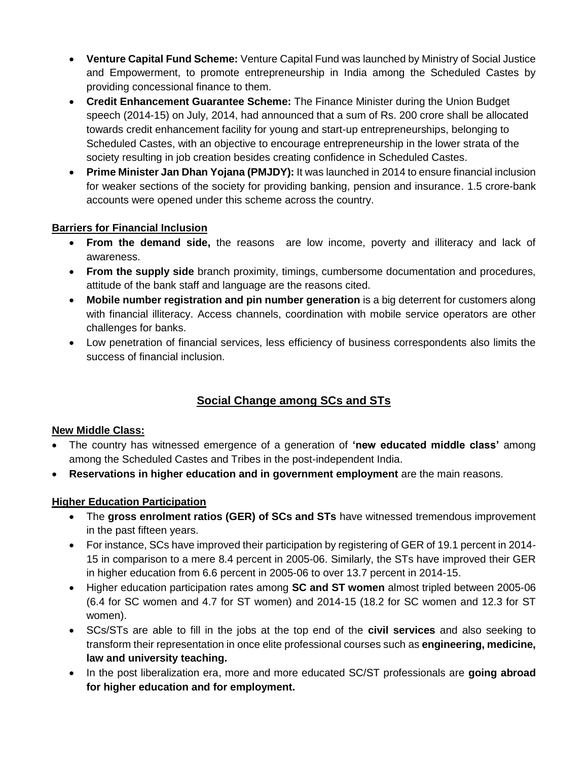- **Venture Capital Fund Scheme:** Venture Capital Fund was launched by Ministry of Social Justice and Empowerment, to promote entrepreneurship in India among the Scheduled Castes by providing concessional finance to them.
- **Credit Enhancement Guarantee Scheme:** The Finance Minister during the Union Budget speech (2014-15) on July, 2014, had announced that a sum of Rs. 200 crore shall be allocated towards credit enhancement facility for young and start-up entrepreneurships, belonging to Scheduled Castes, with an objective to encourage entrepreneurship in the lower strata of the society resulting in job creation besides creating confidence in Scheduled Castes.
- **Prime Minister Jan Dhan Yojana (PMJDY):** It was launched in 2014 to ensure financial inclusion for weaker sections of the society for providing banking, pension and insurance. 1.5 crore-bank accounts were opened under this scheme across the country.

**Barriers for Financial Inclusion**

- **From the demand side,** the reasons are low income, poverty and illiteracy and lack of awareness.
- **From the supply side** branch proximity, timings, cumbersome documentation and procedures, attitude of the bank staff and language are the reasons cited.
- **Mobile number registration and pin number generation** is a big deterrent for customers along with financial illiteracy. Access channels, coordination with mobile service operators are other challenges for banks.
- Low penetration of financial services, less efficiency of business correspondents also limits the success of financial inclusion.

## Social Change among SCs and STs

**New Middle Class:**

- The country has witnessed emergence of a generation of **'new educated middle class'** among among the Scheduled Castes and Tribes in the post-independent India.
- **Reservations in higher education and in government employment** are the main reasons.

**Higher Education Participation**

- The **gross enrolment ratios (GER) of SCs and STs** have witnessed tremendous improvement in the past fifteen years.
- For instance, SCs have improved their participation by registering of GER of 19.1 percent in 2014-15 in comparison to a mere 8.4 percent in 2005-06. Similarly, the STs have improved their GER in higher education from 6.6 percent in 2005-06 to over 13.7 percent in 2014-15.
- Higher education participation rates among **SC and ST women** almost tripled between 2005-06 (6.4 for SC women and 4.7 for ST women) and 2014-15 (18.2 for SC women and 12.3 for ST women).
- SCs/STs are able to fill in the jobs at the top end of the **civil services** and also seeking to transform their representation in once elite professional courses such as **engineering, medicine, law and university teaching.**
- In the post liberalization era, more and more educated SC/ST professionals are **going abroad for higher education and for employment.**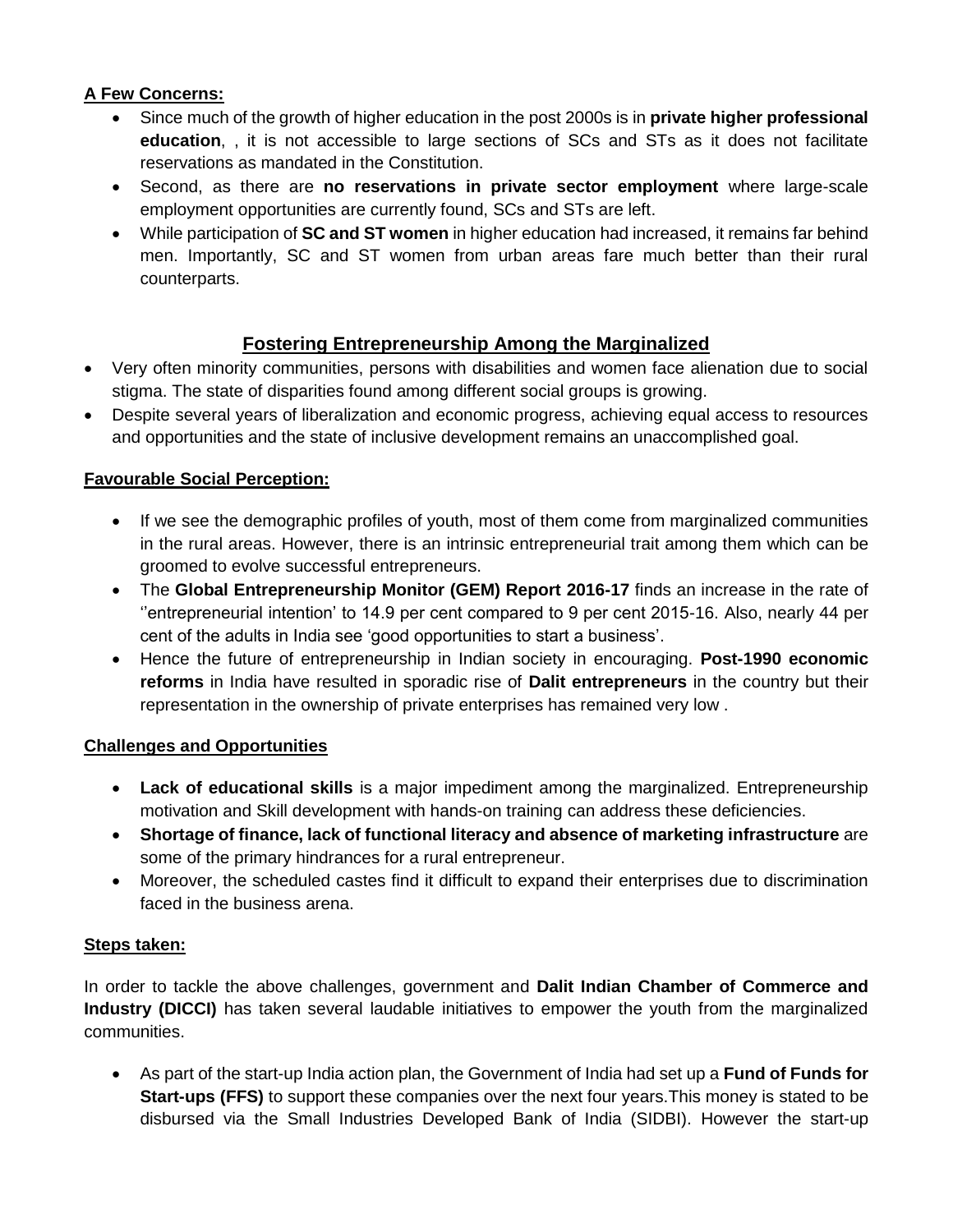**A Few Concerns:**

- Since much of the growth of higher education in the post 2000s is in **private higher professional education**, , it is not accessible to large sections of SCs and STs as it does not facilitate reservations as mandated in the Constitution.
- Second, as there are **no reservations in private sector employment** where large-scale employment opportunities are currently found, SCs and STs are left.
- While participation of **SC and ST women** in higher education had increased, it remains far behind men. Importantly, SC and ST women from urban areas fare much better than their rural counterparts.

## Fostering Entrepreneurship Among the Marginalized

- Very often minority communities, persons with disabilities and women face alienation due to social stigma. The state of disparities found among different social groups is growing.
- Despite several years of liberalization and economic progress, achieving equal access to resources and opportunities and the state of inclusive development remains an unaccomplished goal.

**Favourable Social Perception:**

- If we see the demographic profiles of youth, most of them come from marginalized communities in the rural areas. However, there is an intrinsic entrepreneurial trait among them which can be groomed to evolve successful entrepreneurs.
- The **Global Entrepreneurship Monitor (GEM) Report 2016-17** finds an increase in the rate of ''entrepreneurial intention' to 14.9 per cent compared to 9 per cent 2015-16. Also, nearly 44 per cent of the adults in India see 'good opportunities to start a business'.
- Hence the future of entrepreneurship in Indian society in encouraging. **Post-1990 economic reforms** in India have resulted in sporadic rise of **Dalit entrepreneurs** in the country but their representation in the ownership of private enterprises has remained very low .

**Challenges and Opportunities**

- **Lack of educational skills** is a major impediment among the marginalized. Entrepreneurship motivation and Skill development with hands-on training can address these deficiencies.
- **Shortage of finance, lack of functional literacy and absence of marketing infrastructure** are some of the primary hindrances for a rural entrepreneur.
- Moreover, the scheduled castes find it difficult to expand their enterprises due to discrimination faced in the business arena.

**Steps taken:**

In order to tackle the above challenges, government and **Dalit Indian Chamber of Commerce and Industry (DICCI)** has taken several laudable initiatives to empower the youth from the marginalized communities.

- As part of the start-up India action plan, the Government of India had set up a **Fund of Funds for Start-ups (FFS)** to support these companies over the next four years.This money is stated to be disbursed via the Small Industries Developed Bank of India (SIDBI). However the start-up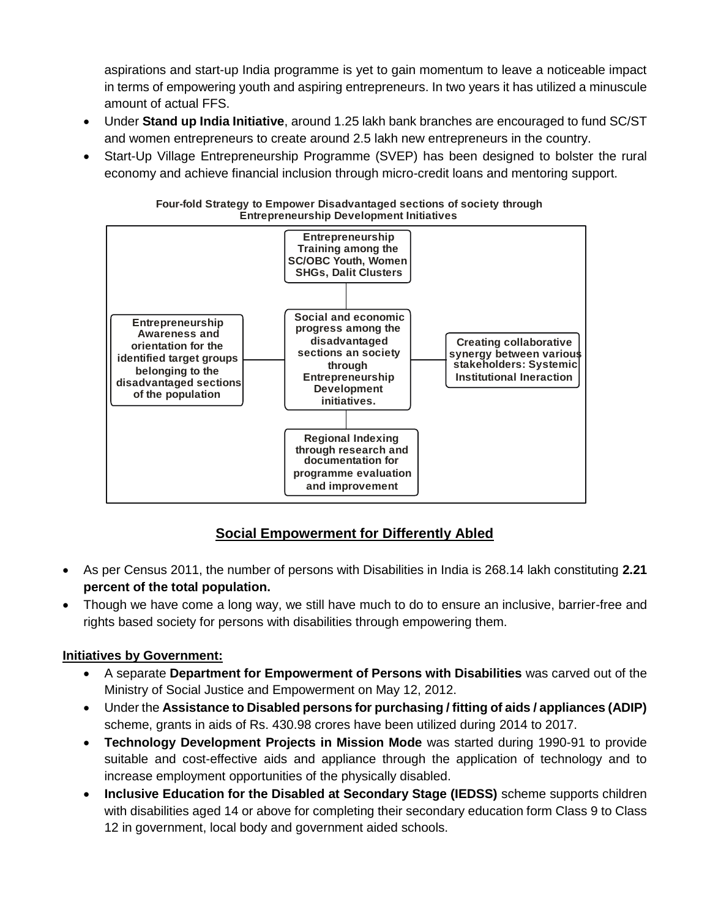aspirations and start-up India programme is yet to gain momentum to leave a noticeable impact in terms of empowering youth and aspiring entrepreneurs. In two years it has utilized a minuscule amount of actual FFS.

- Under **Stand up India Initiative**, around 1.25 lakh bank branches are encouraged to fund SC/ST and women entrepreneurs to create around 2.5 lakh new entrepreneurs in the country.
- Start-Up Village Entrepreneurship Programme (SVEP) has been designed to bolster the rural economy and achieve financial inclusion through micro-credit loans and mentoring support.

**Four-fold Strategy to Empower Disadvantaged sections of society through Entrepreneurship Development Initiatives**

- **Centre:** Social and economic progress among the disadvantaged sections an society through Entrepreneurship Development initiatives.
- **Top:** Entrepreneurship Training among the SC/OBC Youth, Women SHGs, Dalit Clusters
- **Left:** Entrepreneurship Awareness and orientation for the identified target groups belonging to the disadvantaged sections of the population
- **Right:** Creating collaborative synergy between various stakeholders: Systemic Institutional Ineraction
- **Bottom:** Regional Indexing through research and documentation for programme evaluation and improvement

## Social Empowerment for Differently Abled

- As per Census 2011, the number of persons with Disabilities in India is 268.14 lakh constituting **2.21 percent of the total population.**
- Though we have come a long way, we still have much to do to ensure an inclusive, barrier-free and rights based society for persons with disabilities through empowering them.

**Initiatives by Government:**

- A separate **Department for Empowerment of Persons with Disabilities** was carved out of the Ministry of Social Justice and Empowerment on May 12, 2012.
- Under the **Assistance to Disabled persons for purchasing / fitting of aids / appliances (ADIP)** scheme, grants in aids of Rs. 430.98 crores have been utilized during 2014 to 2017.
- **Technology Development Projects in Mission Mode** was started during 1990-91 to provide suitable and cost-effective aids and appliance through the application of technology and to increase employment opportunities of the physically disabled.
- **Inclusive Education for the Disabled at Secondary Stage (IEDSS)** scheme supports children with disabilities aged 14 or above for completing their secondary education form Class 9 to Class 12 in government, local body and government aided schools.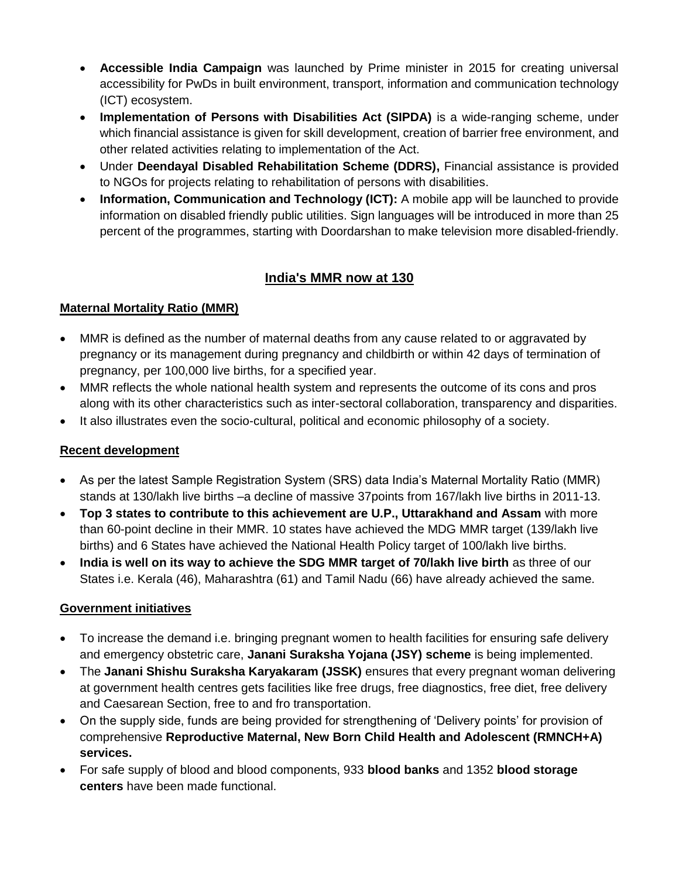- **Accessible India Campaign** was launched by Prime minister in 2015 for creating universal accessibility for PwDs in built environment, transport, information and communication technology (ICT) ecosystem.
- **Implementation of Persons with Disabilities Act (SIPDA)** is a wide-ranging scheme, under which financial assistance is given for skill development, creation of barrier free environment, and other related activities relating to implementation of the Act.
- Under **Deendayal Disabled Rehabilitation Scheme (DDRS),** Financial assistance is provided to NGOs for projects relating to rehabilitation of persons with disabilities.
- **Information, Communication and Technology (ICT):** A mobile app will be launched to provide information on disabled friendly public utilities. Sign languages will be introduced in more than 25 percent of the programmes, starting with Doordarshan to make television more disabled-friendly.

## India's MMR now at 130

### Maternal Mortality Ratio (MMR)

- MMR is defined as the number of maternal deaths from any cause related to or aggravated by pregnancy or its management during pregnancy and childbirth or within 42 days of termination of pregnancy, per 100,000 live births, for a specified year.
- MMR reflects the whole national health system and represents the outcome of its cons and pros along with its other characteristics such as inter-sectoral collaboration, transparency and disparities.
- It also illustrates even the socio-cultural, political and economic philosophy of a society.

### Recent development

- As per the latest Sample Registration System (SRS) data India's Maternal Mortality Ratio (MMR) stands at 130/lakh live births –a decline of massive 37points from 167/lakh live births in 2011-13.
- **Top 3 states to contribute to this achievement are U.P., Uttarakhand and Assam** with more than 60-point decline in their MMR. 10 states have achieved the MDG MMR target (139/lakh live births) and 6 States have achieved the National Health Policy target of 100/lakh live births.
- **India is well on its way to achieve the SDG MMR target of 70/lakh live birth** as three of our States i.e. Kerala (46), Maharashtra (61) and Tamil Nadu (66) have already achieved the same.

### Government initiatives

- To increase the demand i.e. bringing pregnant women to health facilities for ensuring safe delivery and emergency obstetric care, **Janani Suraksha Yojana (JSY) scheme** is being implemented.
- The **Janani Shishu Suraksha Karyakaram (JSSK)** ensures that every pregnant woman delivering at government health centres gets facilities like free drugs, free diagnostics, free diet, free delivery and Caesarean Section, free to and fro transportation.
- On the supply side, funds are being provided for strengthening of 'Delivery points' for provision of comprehensive **Reproductive Maternal, New Born Child Health and Adolescent (RMNCH+A) services.**
- For safe supply of blood and blood components, 933 **blood banks** and 1352 **blood storage centers** have been made functional.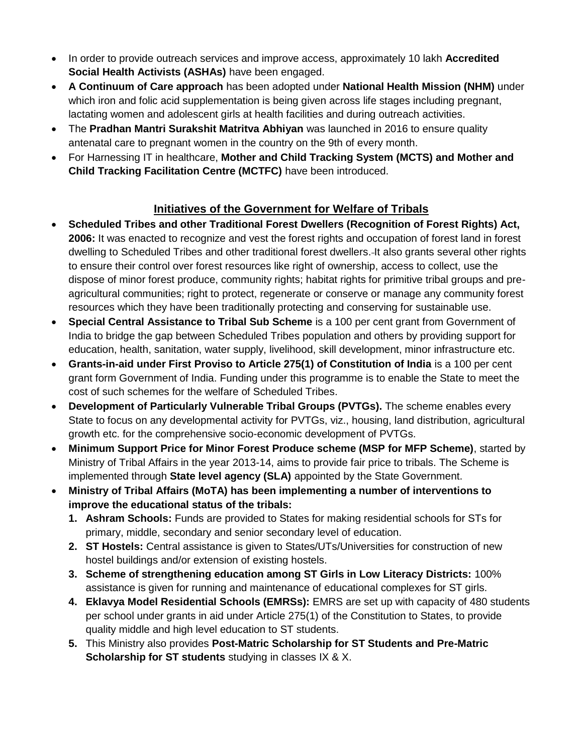- In order to provide outreach services and improve access, approximately 10 lakh **Accredited Social Health Activists (ASHAs)** have been engaged.
- **A Continuum of Care approach** has been adopted under **National Health Mission (NHM)** under which iron and folic acid supplementation is being given across life stages including pregnant, lactating women and adolescent girls at health facilities and during outreach activities.
- The **Pradhan Mantri Surakshit Matritva Abhiyan** was launched in 2016 to ensure quality antenatal care to pregnant women in the country on the 9th of every month.
- For Harnessing IT in healthcare, **Mother and Child Tracking System (MCTS) and Mother and Child Tracking Facilitation Centre (MCTFC)** have been introduced.

## Initiatives of the Government for Welfare of Tribals

- **Scheduled Tribes and other Traditional Forest Dwellers (Recognition of Forest Rights) Act, 2006:** It was enacted to recognize and vest the forest rights and occupation of forest land in forest dwelling to Scheduled Tribes and other traditional forest dwellers. It also grants several other rights to ensure their control over forest resources like right of ownership, access to collect, use the dispose of minor forest produce, community rights; habitat rights for primitive tribal groups and pre-agricultural communities; right to protect, regenerate or conserve or manage any community forest resources which they have been traditionally protecting and conserving for sustainable use.
- **Special Central Assistance to Tribal Sub Scheme** is a 100 per cent grant from Government of India to bridge the gap between Scheduled Tribes population and others by providing support for education, health, sanitation, water supply, livelihood, skill development, minor infrastructure etc.
- **Grants-in-aid under First Proviso to Article 275(1) of Constitution of India** is a 100 per cent grant form Government of India. Funding under this programme is to enable the State to meet the cost of such schemes for the welfare of Scheduled Tribes.
- **Development of Particularly Vulnerable Tribal Groups (PVTGs).** The scheme enables every State to focus on any developmental activity for PVTGs, viz., housing, land distribution, agricultural growth etc. for the comprehensive socio-economic development of PVTGs.
- **Minimum Support Price for Minor Forest Produce scheme (MSP for MFP Scheme)**, started by Ministry of Tribal Affairs in the year 2013-14, aims to provide fair price to tribals. The Scheme is implemented through **State level agency (SLA)** appointed by the State Government.
- **Ministry of Tribal Affairs (MoTA) has been implementing a number of interventions to improve the educational status of the tribals:**
  1. **Ashram Schools:** Funds are provided to States for making residential schools for STs for primary, middle, secondary and senior secondary level of education.
  2. **ST Hostels:** Central assistance is given to States/UTs/Universities for construction of new hostel buildings and/or extension of existing hostels.
  3. **Scheme of strengthening education among ST Girls in Low Literacy Districts:** 100% assistance is given for running and maintenance of educational complexes for ST girls.
  4. **Eklavya Model Residential Schools (EMRSs):** EMRS are set up with capacity of 480 students per school under grants in aid under Article 275(1) of the Constitution to States, to provide quality middle and high level education to ST students.
  5. This Ministry also provides **Post-Matric Scholarship for ST Students and Pre-Matric Scholarship for ST students** studying in classes IX & X.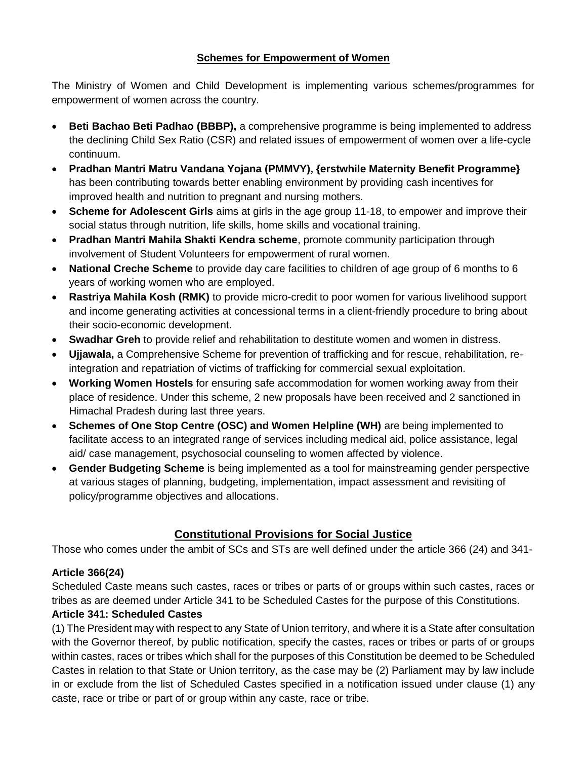## Schemes for Empowerment of Women

The Ministry of Women and Child Development is implementing various schemes/programmes for empowerment of women across the country.

- **Beti Bachao Beti Padhao (BBBP),** a comprehensive programme is being implemented to address the declining Child Sex Ratio (CSR) and related issues of empowerment of women over a life-cycle continuum.
- **Pradhan Mantri Matru Vandana Yojana (PMMVY), {erstwhile Maternity Benefit Programme}** has been contributing towards better enabling environment by providing cash incentives for improved health and nutrition to pregnant and nursing mothers.
- **Scheme for Adolescent Girls** aims at girls in the age group 11-18, to empower and improve their social status through nutrition, life skills, home skills and vocational training.
- **Pradhan Mantri Mahila Shakti Kendra scheme**, promote community participation through involvement of Student Volunteers for empowerment of rural women.
- **National Creche Scheme** to provide day care facilities to children of age group of 6 months to 6 years of working women who are employed.
- **Rastriya Mahila Kosh (RMK)** to provide micro-credit to poor women for various livelihood support and income generating activities at concessional terms in a client-friendly procedure to bring about their socio-economic development.
- **Swadhar Greh** to provide relief and rehabilitation to destitute women and women in distress.
- **Ujjawala,** a Comprehensive Scheme for prevention of trafficking and for rescue, rehabilitation, re-integration and repatriation of victims of trafficking for commercial sexual exploitation.
- **Working Women Hostels** for ensuring safe accommodation for women working away from their place of residence. Under this scheme, 2 new proposals have been received and 2 sanctioned in Himachal Pradesh during last three years.
- **Schemes of One Stop Centre (OSC) and Women Helpline (WH)** are being implemented to facilitate access to an integrated range of services including medical aid, police assistance, legal aid/ case management, psychosocial counseling to women affected by violence.
- **Gender Budgeting Scheme** is being implemented as a tool for mainstreaming gender perspective at various stages of planning, budgeting, implementation, impact assessment and revisiting of policy/programme objectives and allocations.

## Constitutional Provisions for Social Justice

Those who comes under the ambit of SCs and STs are well defined under the article 366 (24) and 341-

**Article 366(24)**

Scheduled Caste means such castes, races or tribes or parts of or groups within such castes, races or tribes as are deemed under Article 341 to be Scheduled Castes for the purpose of this Constitutions.

**Article 341: Scheduled Castes**

(1) The President may with respect to any State of Union territory, and where it is a State after consultation with the Governor thereof, by public notification, specify the castes, races or tribes or parts of or groups within castes, races or tribes which shall for the purposes of this Constitution be deemed to be Scheduled Castes in relation to that State or Union territory, as the case may be (2) Parliament may by law include in or exclude from the list of Scheduled Castes specified in a notification issued under clause (1) any caste, race or tribe or part of or group within any caste, race or tribe.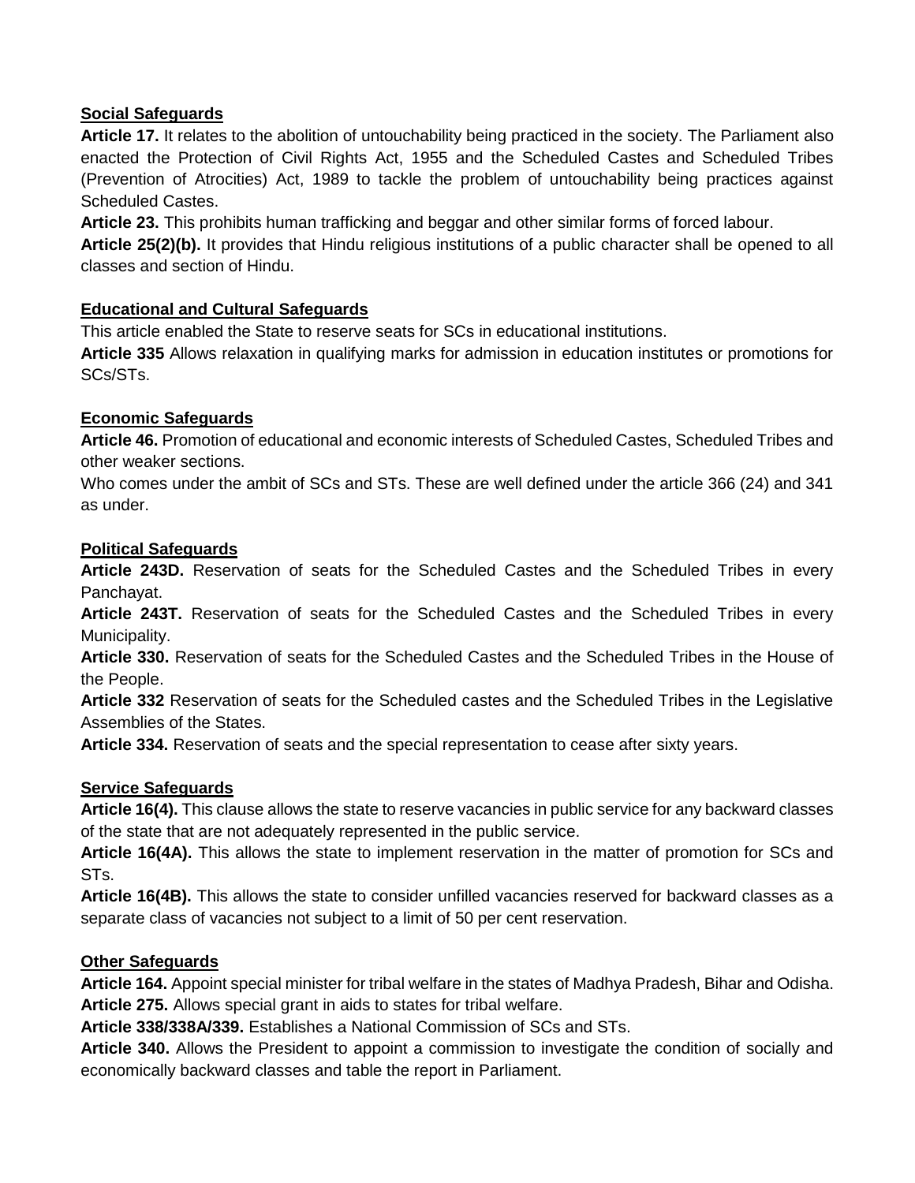**Social Safeguards**

**Article 17.** It relates to the abolition of untouchability being practiced in the society. The Parliament also enacted the Protection of Civil Rights Act, 1955 and the Scheduled Castes and Scheduled Tribes (Prevention of Atrocities) Act, 1989 to tackle the problem of untouchability being practices against Scheduled Castes.

**Article 23.** This prohibits human trafficking and beggar and other similar forms of forced labour.

**Article 25(2)(b).** It provides that Hindu religious institutions of a public character shall be opened to all classes and section of Hindu.

**Educational and Cultural Safeguards**

This article enabled the State to reserve seats for SCs in educational institutions.

**Article 335** Allows relaxation in qualifying marks for admission in education institutes or promotions for SCs/STs.

**Economic Safeguards**

**Article 46.** Promotion of educational and economic interests of Scheduled Castes, Scheduled Tribes and other weaker sections.

Who comes under the ambit of SCs and STs. These are well defined under the article 366 (24) and 341 as under.

**Political Safeguards**

**Article 243D.** Reservation of seats for the Scheduled Castes and the Scheduled Tribes in every Panchayat.

**Article 243T.** Reservation of seats for the Scheduled Castes and the Scheduled Tribes in every Municipality.

**Article 330.** Reservation of seats for the Scheduled Castes and the Scheduled Tribes in the House of the People.

**Article 332** Reservation of seats for the Scheduled castes and the Scheduled Tribes in the Legislative Assemblies of the States.

**Article 334.** Reservation of seats and the special representation to cease after sixty years.

**Service Safeguards**

**Article 16(4).** This clause allows the state to reserve vacancies in public service for any backward classes of the state that are not adequately represented in the public service.

**Article 16(4A).** This allows the state to implement reservation in the matter of promotion for SCs and STs.

**Article 16(4B).** This allows the state to consider unfilled vacancies reserved for backward classes as a separate class of vacancies not subject to a limit of 50 per cent reservation.

**Other Safeguards**

**Article 164.** Appoint special minister for tribal welfare in the states of Madhya Pradesh, Bihar and Odisha.

**Article 275.** Allows special grant in aids to states for tribal welfare.

**Article 338/338A/339.** Establishes a National Commission of SCs and STs.

**Article 340.** Allows the President to appoint a commission to investigate the condition of socially and economically backward classes and table the report in Parliament.